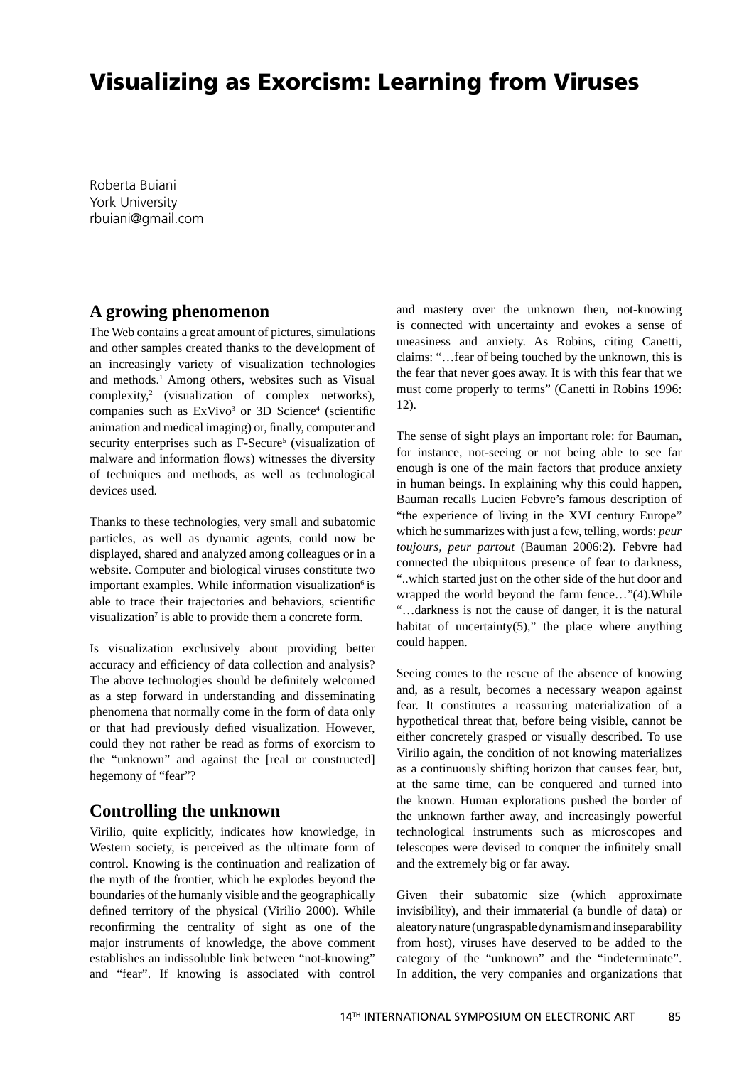# Visualizing as Exorcism: Learning from Viruses

Roberta Buiani
York University
rbuiani@gmail.com

## A growing phenomenon

The Web contains a great amount of pictures, simulations and other samples created thanks to the development of an increasingly variety of visualization technologies and methods.[1] Among others, websites such as Visual complexity,[2] (visualization of complex networks), companies such as ExVivo[3] or 3D Science[4] (scientific animation and medical imaging) or, finally, computer and security enterprises such as F-Secure[5] (visualization of malware and information flows) witnesses the diversity of techniques and methods, as well as technological devices used.

Thanks to these technologies, very small and subatomic particles, as well as dynamic agents, could now be displayed, shared and analyzed among colleagues or in a website. Computer and biological viruses constitute two important examples. While information visualization[6] is able to trace their trajectories and behaviors, scientific visualization[7] is able to provide them a concrete form.

Is visualization exclusively about providing better accuracy and efficiency of data collection and analysis? The above technologies should be definitely welcomed as a step forward in understanding and disseminating phenomena that normally come in the form of data only or that had previously defied visualization. However, could they not rather be read as forms of exorcism to the "unknown" and against the [real or constructed] hegemony of "fear"?

## Controlling the unknown

Virilio, quite explicitly, indicates how knowledge, in Western society, is perceived as the ultimate form of control. Knowing is the continuation and realization of the myth of the frontier, which he explodes beyond the boundaries of the humanly visible and the geographically defined territory of the physical (Virilio 2000). While reconfirming the centrality of sight as one of the major instruments of knowledge, the above comment establishes an indissoluble link between "not-knowing" and "fear". If knowing is associated with control and mastery over the unknown then, not-knowing is connected with uncertainty and evokes a sense of uneasiness and anxiety. As Robins, citing Canetti, claims: "…fear of being touched by the unknown, this is the fear that never goes away. It is with this fear that we must come properly to terms" (Canetti in Robins 1996: 12).

The sense of sight plays an important role: for Bauman, for instance, not-seeing or not being able to see far enough is one of the main factors that produce anxiety in human beings. In explaining why this could happen, Bauman recalls Lucien Febvre's famous description of "the experience of living in the XVI century Europe" which he summarizes with just a few, telling, words: *peur toujours, peur partout* (Bauman 2006:2). Febvre had connected the ubiquitous presence of fear to darkness, "..which started just on the other side of the hut door and wrapped the world beyond the farm fence…"(4).While "…darkness is not the cause of danger, it is the natural habitat of uncertainty(5)," the place where anything could happen.

Seeing comes to the rescue of the absence of knowing and, as a result, becomes a necessary weapon against fear. It constitutes a reassuring materialization of a hypothetical threat that, before being visible, cannot be either concretely grasped or visually described. To use Virilio again, the condition of not knowing materializes as a continuously shifting horizon that causes fear, but, at the same time, can be conquered and turned into the known. Human explorations pushed the border of the unknown farther away, and increasingly powerful technological instruments such as microscopes and telescopes were devised to conquer the infinitely small and the extremely big or far away.

Given their subatomic size (which approximate invisibility), and their immaterial (a bundle of data) or aleatory nature (ungraspable dynamism and inseparability from host), viruses have deserved to be added to the category of the "unknown" and the "indeterminate". In addition, the very companies and organizations that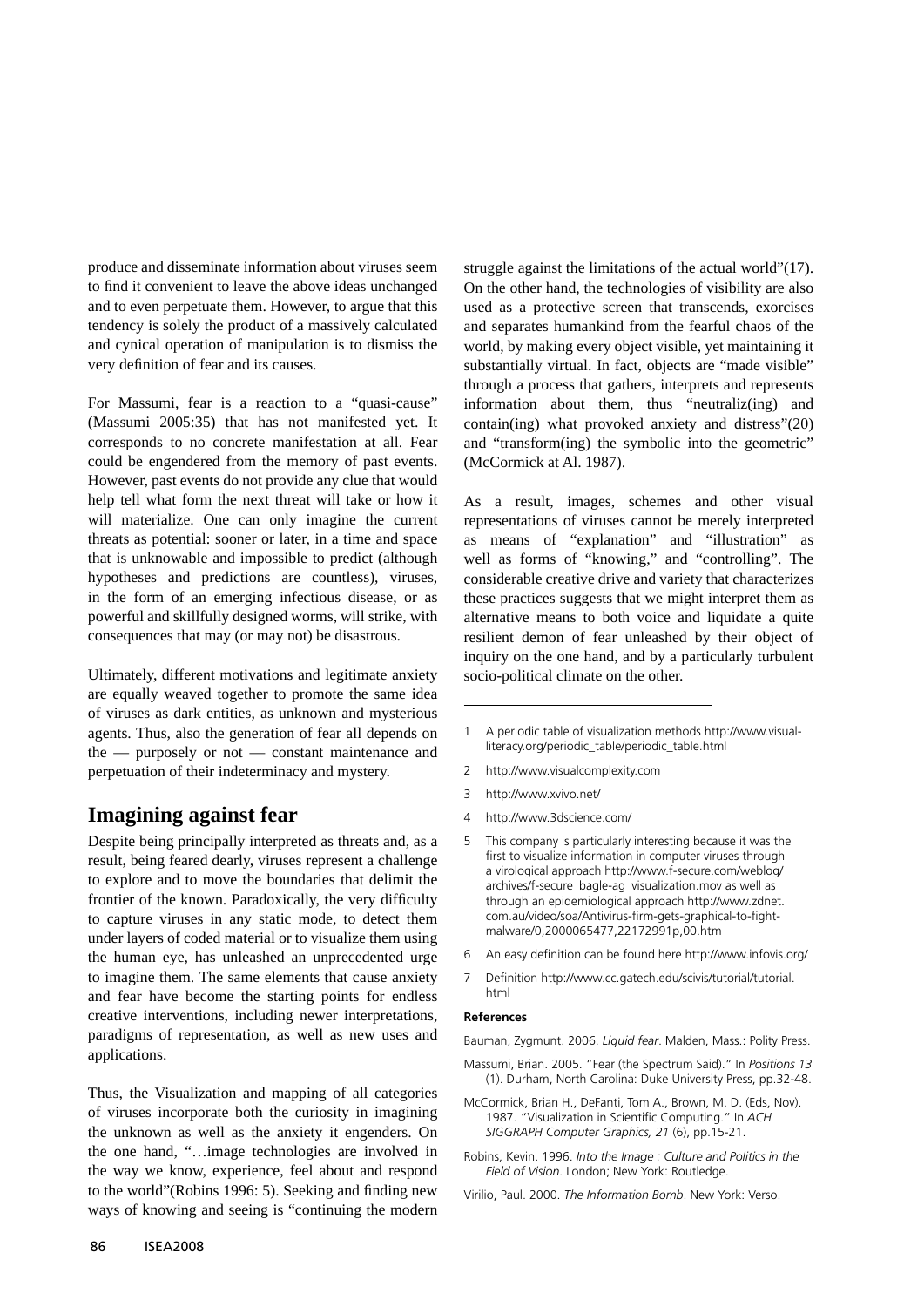produce and disseminate information about viruses seem to find it convenient to leave the above ideas unchanged and to even perpetuate them. However, to argue that this tendency is solely the product of a massively calculated and cynical operation of manipulation is to dismiss the very definition of fear and its causes.

For Massumi, fear is a reaction to a "quasi-cause" (Massumi 2005:35) that has not manifested yet. It corresponds to no concrete manifestation at all. Fear could be engendered from the memory of past events. However, past events do not provide any clue that would help tell what form the next threat will take or how it will materialize. One can only imagine the current threats as potential: sooner or later, in a time and space that is unknowable and impossible to predict (although hypotheses and predictions are countless), viruses, in the form of an emerging infectious disease, or as powerful and skillfully designed worms, will strike, with consequences that may (or may not) be disastrous.

Ultimately, different motivations and legitimate anxiety are equally weaved together to promote the same idea of viruses as dark entities, as unknown and mysterious agents. Thus, also the generation of fear all depends on the — purposely or not — constant maintenance and perpetuation of their indeterminacy and mystery.

## Imagining against fear

Despite being principally interpreted as threats and, as a result, being feared dearly, viruses represent a challenge to explore and to move the boundaries that delimit the frontier of the known. Paradoxically, the very difficulty to capture viruses in any static mode, to detect them under layers of coded material or to visualize them using the human eye, has unleashed an unprecedented urge to imagine them. The same elements that cause anxiety and fear have become the starting points for endless creative interventions, including newer interpretations, paradigms of representation, as well as new uses and applications.

Thus, the Visualization and mapping of all categories of viruses incorporate both the curiosity in imagining the unknown as well as the anxiety it engenders. On the one hand, "…image technologies are involved in the way we know, experience, feel about and respond to the world"(Robins 1996: 5). Seeking and finding new ways of knowing and seeing is "continuing the modern struggle against the limitations of the actual world"(17). On the other hand, the technologies of visibility are also used as a protective screen that transcends, exorcises and separates humankind from the fearful chaos of the world, by making every object visible, yet maintaining it substantially virtual. In fact, objects are "made visible" through a process that gathers, interprets and represents information about them, thus "neutraliz(ing) and contain(ing) what provoked anxiety and distress"(20) and "transform(ing) the symbolic into the geometric" (McCormick at Al. 1987).

As a result, images, schemes and other visual representations of viruses cannot be merely interpreted as means of "explanation" and "illustration" as well as forms of "knowing," and "controlling". The considerable creative drive and variety that characterizes these practices suggests that we might interpret them as alternative means to both voice and liquidate a quite resilient demon of fear unleashed by their object of inquiry on the one hand, and by a particularly turbulent socio-political climate on the other.

---

1 A periodic table of visualization methods http://www.visual-literacy.org/periodic_table/periodic_table.html

2 http://www.visualcomplexity.com

3 http://www.xvivo.net/

4 http://www.3dscience.com/

5 This company is particularly interesting because it was the first to visualize information in computer viruses through a virological approach http://www.f-secure.com/weblog/archives/f-secure_bagle-ag_visualization.mov as well as through an epidemiological approach http://www.zdnet.com.au/video/soa/Antivirus-firm-gets-graphical-to-fight-malware/0,2000065477,22172991p,00.htm

6 An easy definition can be found here http://www.infovis.org/

7 Definition http://www.cc.gatech.edu/scivis/tutorial/tutorial.html

**References**

Bauman, Zygmunt. 2006. *Liquid fear*. Malden, Mass.: Polity Press.

Massumi, Brian. 2005. "Fear (the Spectrum Said)." In *Positions 13* (1). Durham, North Carolina: Duke University Press, pp.32-48.

McCormick, Brian H., DeFanti, Tom A., Brown, M. D. (Eds, Nov). 1987. "Visualization in Scientific Computing." In *ACH SIGGRAPH Computer Graphics, 21* (6), pp.15-21.

Robins, Kevin. 1996. *Into the Image : Culture and Politics in the Field of Vision*. London; New York: Routledge.

Virilio, Paul. 2000. *The Information Bomb*. New York: Verso.